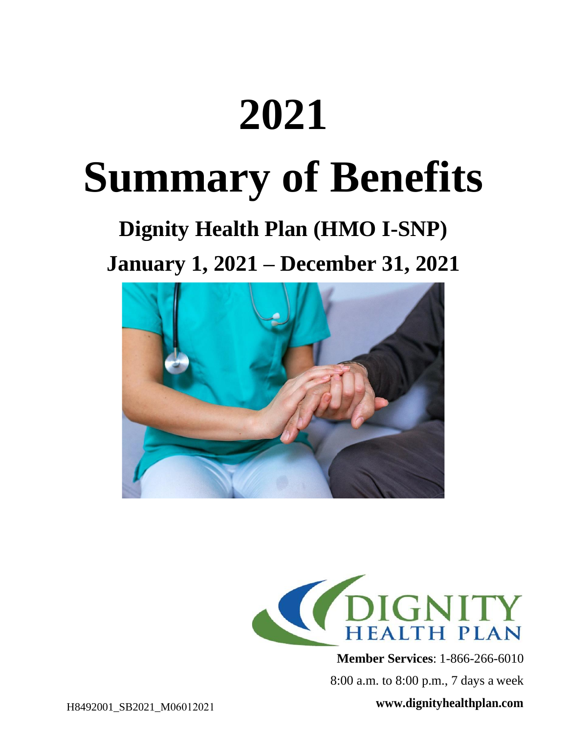# 2021

# Summary of Benefits

## Dignity Health Plan (HMO I-SNP)

## January 1, 2021 – December 31, 2021

**Member Services**: 1-866-266-6010

8:00 a.m. to 8:00 p.m., 7 days a week

**www.dignityhealthplan.com**

H8492001_SB2021_M06012021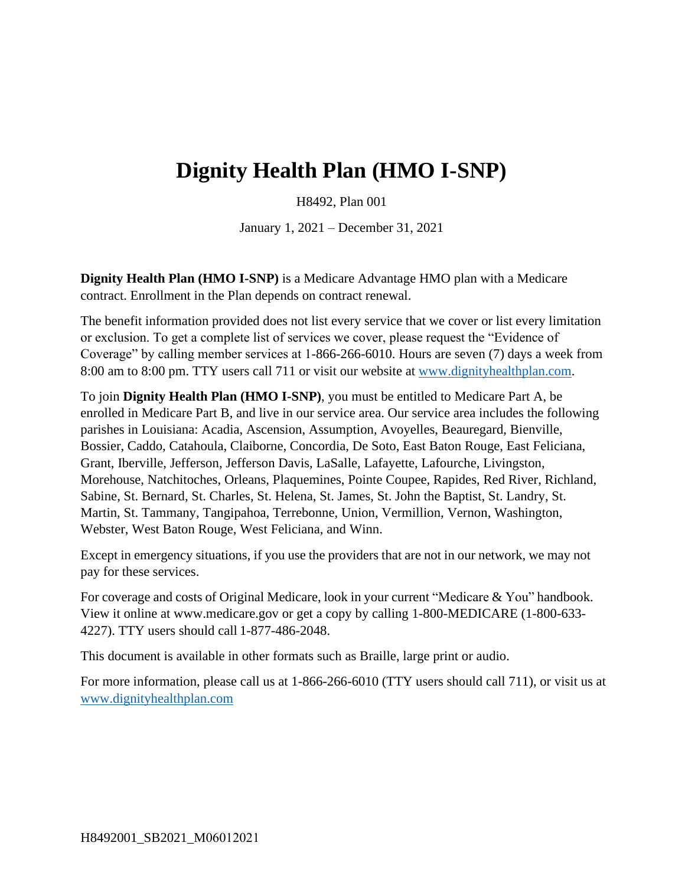# Dignity Health Plan (HMO I-SNP)

H8492, Plan 001

January 1, 2021 – December 31, 2021

**Dignity Health Plan (HMO I-SNP)** is a Medicare Advantage HMO plan with a Medicare contract. Enrollment in the Plan depends on contract renewal.

The benefit information provided does not list every service that we cover or list every limitation or exclusion. To get a complete list of services we cover, please request the "Evidence of Coverage" by calling member services at 1-866-266-6010. Hours are seven (7) days a week from 8:00 am to 8:00 pm. TTY users call 711 or visit our website at www.dignityhealthplan.com.

To join **Dignity Health Plan (HMO I-SNP)**, you must be entitled to Medicare Part A, be enrolled in Medicare Part B, and live in our service area. Our service area includes the following parishes in Louisiana: Acadia, Ascension, Assumption, Avoyelles, Beauregard, Bienville, Bossier, Caddo, Catahoula, Claiborne, Concordia, De Soto, East Baton Rouge, East Feliciana, Grant, Iberville, Jefferson, Jefferson Davis, LaSalle, Lafayette, Lafourche, Livingston, Morehouse, Natchitoches, Orleans, Plaquemines, Pointe Coupee, Rapides, Red River, Richland, Sabine, St. Bernard, St. Charles, St. Helena, St. James, St. John the Baptist, St. Landry, St. Martin, St. Tammany, Tangipahoa, Terrebonne, Union, Vermillion, Vernon, Washington, Webster, West Baton Rouge, West Feliciana, and Winn.

Except in emergency situations, if you use the providers that are not in our network, we may not pay for these services.

For coverage and costs of Original Medicare, look in your current "Medicare & You" handbook. View it online at www.medicare.gov or get a copy by calling 1-800-MEDICARE (1-800-633-4227). TTY users should call 1-877-486-2048.

This document is available in other formats such as Braille, large print or audio.

For more information, please call us at 1-866-266-6010 (TTY users should call 711), or visit us at www.dignityhealthplan.com

H8492001_SB2021_M06012021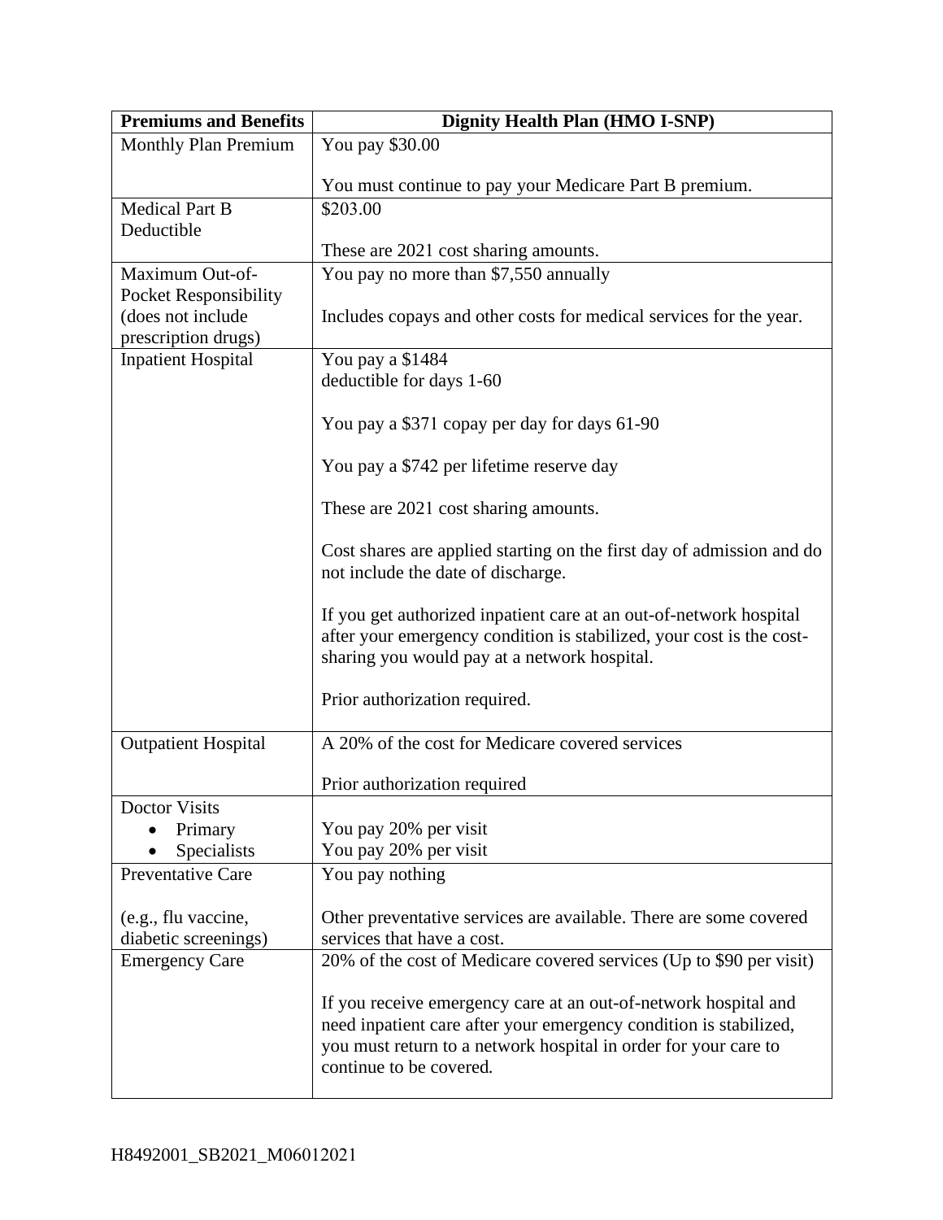| Premiums and Benefits | Dignity Health Plan (HMO I-SNP) |
| --- | --- |
| Monthly Plan Premium | You pay $30.00<br><br>You must continue to pay your Medicare Part B premium. |
| Medical Part B Deductible | $203.00<br><br>These are 2021 cost sharing amounts. |
| Maximum Out-of-Pocket Responsibility (does not include prescription drugs) | You pay no more than $7,550 annually<br><br>Includes copays and other costs for medical services for the year. |
| Inpatient Hospital | You pay a $1484 deductible for days 1-60<br><br>You pay a $371 copay per day for days 61-90<br><br>You pay a $742 per lifetime reserve day<br><br>These are 2021 cost sharing amounts.<br><br>Cost shares are applied starting on the first day of admission and do not include the date of discharge.<br><br>If you get authorized inpatient care at an out-of-network hospital after your emergency condition is stabilized, your cost is the cost-sharing you would pay at a network hospital.<br><br>Prior authorization required. |
| Outpatient Hospital | A 20% of the cost for Medicare covered services<br><br>Prior authorization required |
| Doctor Visits<br>• Primary<br>• Specialists | <br>You pay 20% per visit<br>You pay 20% per visit |
| Preventative Care<br><br>(e.g., flu vaccine, diabetic screenings) | You pay nothing<br><br>Other preventative services are available. There are some covered services that have a cost. |
| Emergency Care | 20% of the cost of Medicare covered services (Up to $90 per visit)<br><br>If you receive emergency care at an out-of-network hospital and need inpatient care after your emergency condition is stabilized, you must return to a network hospital in order for your care to continue to be covered. |

H8492001_SB2021_M06012021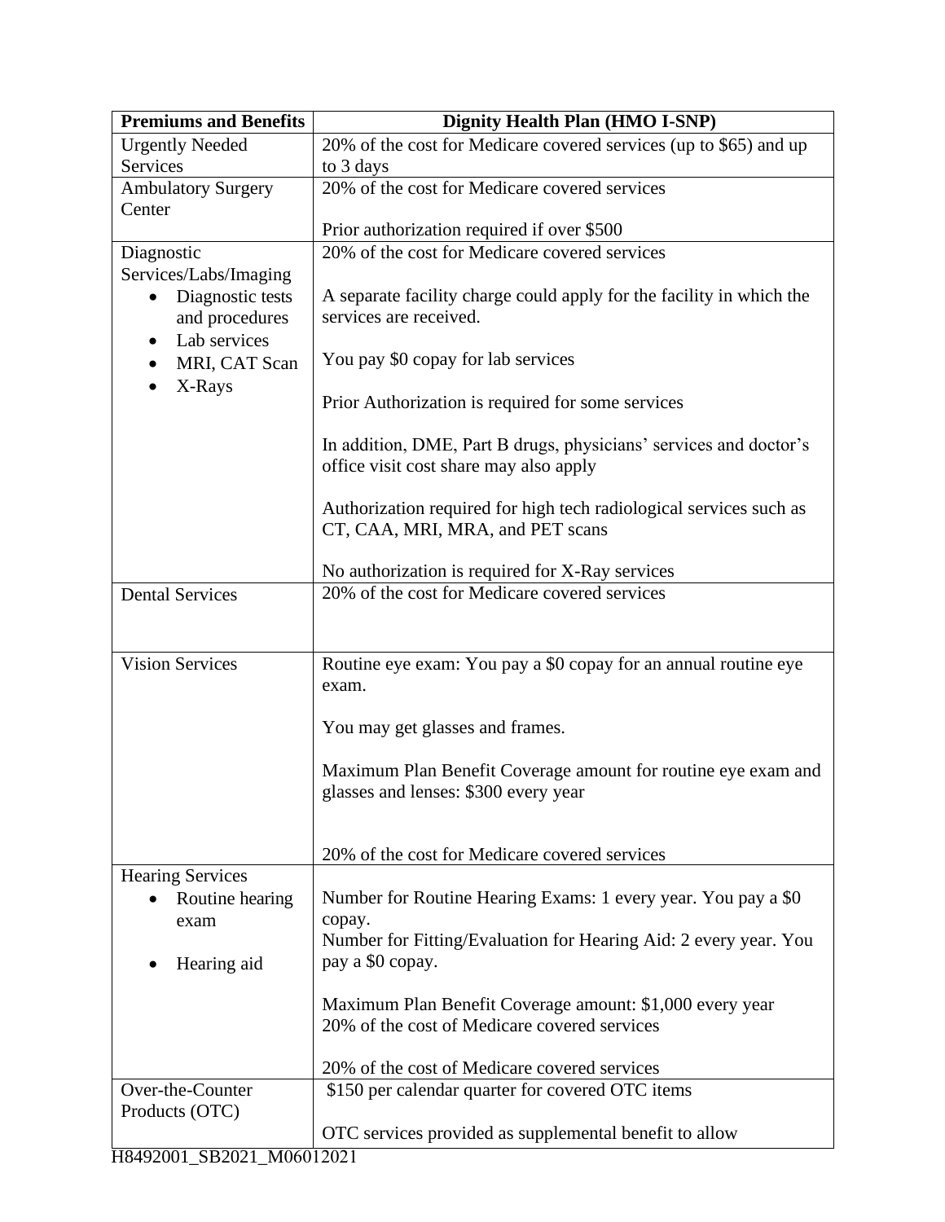| Premiums and Benefits | Dignity Health Plan (HMO I-SNP) |
|---|---|
| Urgently Needed Services | 20% of the cost for Medicare covered services (up to $65) and up to 3 days |
| Ambulatory Surgery Center | 20% of the cost for Medicare covered services<br><br>Prior authorization required if over $500 |
| Diagnostic Services/Labs/Imaging<br>• Diagnostic tests and procedures<br>• Lab services<br>• MRI, CAT Scan<br>• X-Rays | 20% of the cost for Medicare covered services<br><br>A separate facility charge could apply for the facility in which the services are received.<br><br>You pay $0 copay for lab services<br><br>Prior Authorization is required for some services<br><br>In addition, DME, Part B drugs, physicians' services and doctor's office visit cost share may also apply<br><br>Authorization required for high tech radiological services such as CT, CAA, MRI, MRA, and PET scans<br><br>No authorization is required for X-Ray services |
| Dental Services | 20% of the cost for Medicare covered services |
| Vision Services | Routine eye exam: You pay a $0 copay for an annual routine eye exam.<br><br>You may get glasses and frames.<br><br>Maximum Plan Benefit Coverage amount for routine eye exam and glasses and lenses: $300 every year<br><br>20% of the cost for Medicare covered services |
| Hearing Services<br>• Routine hearing exam<br>• Hearing aid | Number for Routine Hearing Exams: 1 every year. You pay a $0 copay.<br>Number for Fitting/Evaluation for Hearing Aid: 2 every year. You pay a $0 copay.<br><br>Maximum Plan Benefit Coverage amount: $1,000 every year<br>20% of the cost of Medicare covered services<br><br>20% of the cost of Medicare covered services |
| Over-the-Counter Products (OTC) | $150 per calendar quarter for covered OTC items<br><br>OTC services provided as supplemental benefit to allow |

H8492001_SB2021_M06012021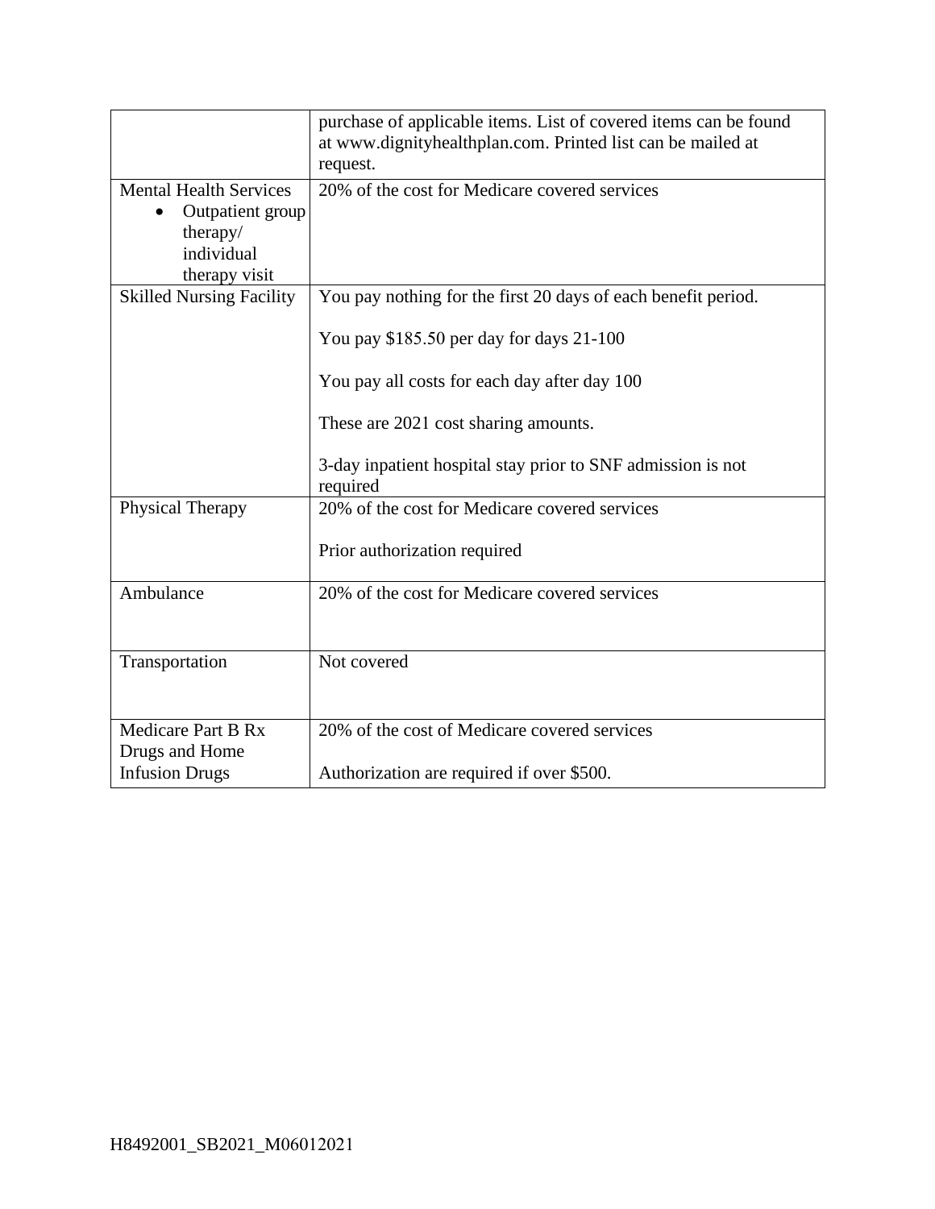| | |
|---|---|
| | purchase of applicable items. List of covered items can be found at www.dignityhealthplan.com. Printed list can be mailed at request. |
| Mental Health Services<br>• Outpatient group therapy/ individual therapy visit | 20% of the cost for Medicare covered services |
| Skilled Nursing Facility | You pay nothing for the first 20 days of each benefit period.<br><br>You pay $185.50 per day for days 21-100<br><br>You pay all costs for each day after day 100<br><br>These are 2021 cost sharing amounts.<br><br>3-day inpatient hospital stay prior to SNF admission is not required |
| Physical Therapy | 20% of the cost for Medicare covered services<br><br>Prior authorization required |
| Ambulance | 20% of the cost for Medicare covered services |
| Transportation | Not covered |
| Medicare Part B Rx Drugs and Home Infusion Drugs | 20% of the cost of Medicare covered services<br><br>Authorization are required if over $500. |

H8492001_SB2021_M06012021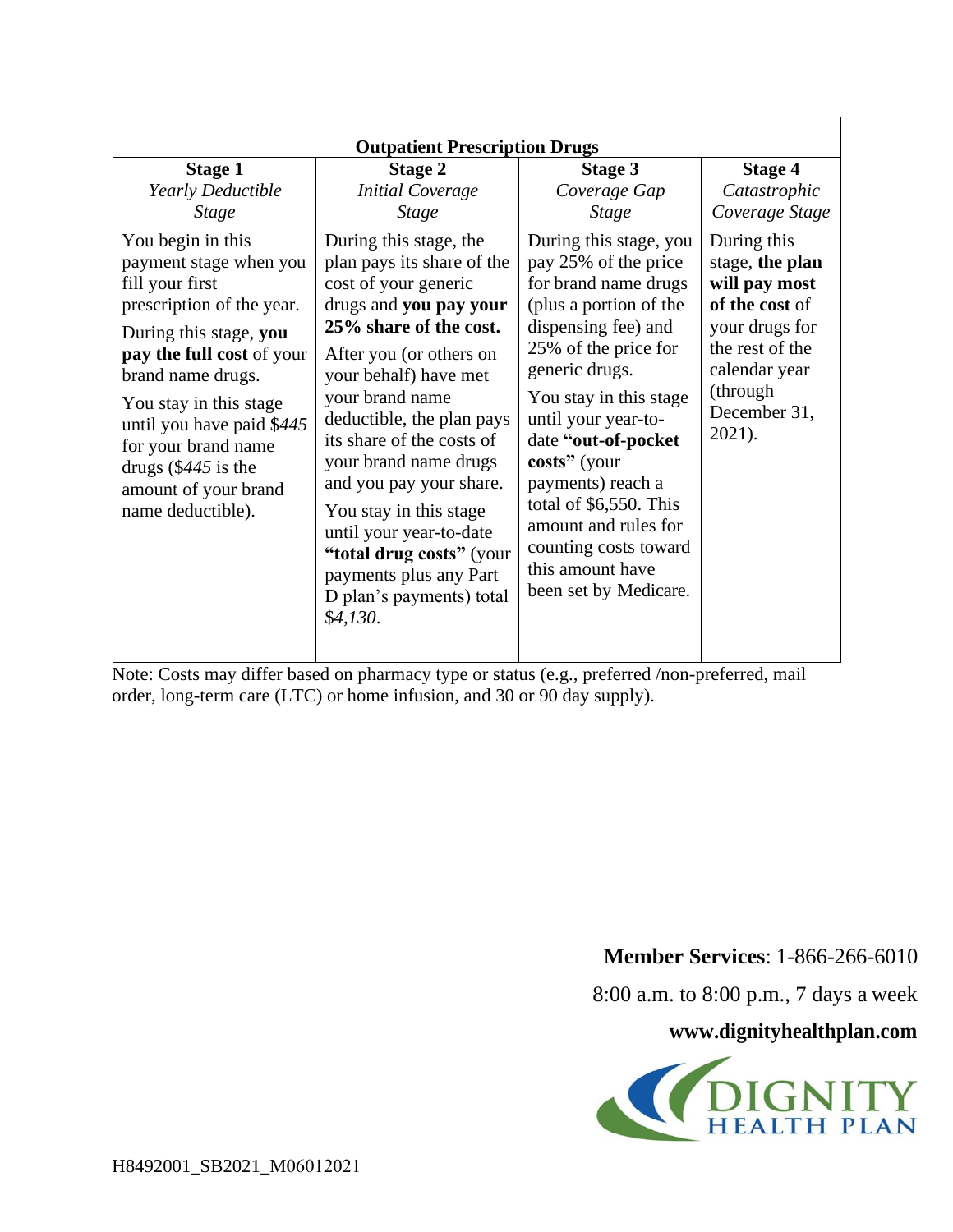| Outpatient Prescription Drugs | | | |
|---|---|---|---|
| **Stage 1** *Yearly Deductible Stage* | **Stage 2** *Initial Coverage Stage* | **Stage 3** *Coverage Gap Stage* | **Stage 4** *Catastrophic Coverage Stage* |
| You begin in this payment stage when you fill your first prescription of the year. During this stage, **you pay the full cost** of your brand name drugs. You stay in this stage until you have paid $*445* for your brand name drugs ($*445* is the amount of your brand name deductible). | During this stage, the plan pays its share of the cost of your generic drugs and **you pay your 25% share of the cost.** After you (or others on your behalf) have met your brand name deductible, the plan pays its share of the costs of your brand name drugs and you pay your share. You stay in this stage until your year-to-date **"total drug costs"** (your payments plus any Part D plan's payments) total $*4,130*. | During this stage, you pay 25% of the price for brand name drugs (plus a portion of the dispensing fee) and 25% of the price for generic drugs. You stay in this stage until your year-to-date **"out-of-pocket costs"** (your payments) reach a total of $6,550. This amount and rules for counting costs toward this amount have been set by Medicare. | During this stage, **the plan will pay most of the cost** of your drugs for the rest of the calendar year (through December 31, 2021). |

Note: Costs may differ based on pharmacy type or status (e.g., preferred /non-preferred, mail order, long-term care (LTC) or home infusion, and 30 or 90 day supply).

**Member Services**: 1-866-266-6010

8:00 a.m. to 8:00 p.m., 7 days a week

**www.dignityhealthplan.com**

DIGNITY HEALTH PLAN

H8492001_SB2021_M06012021